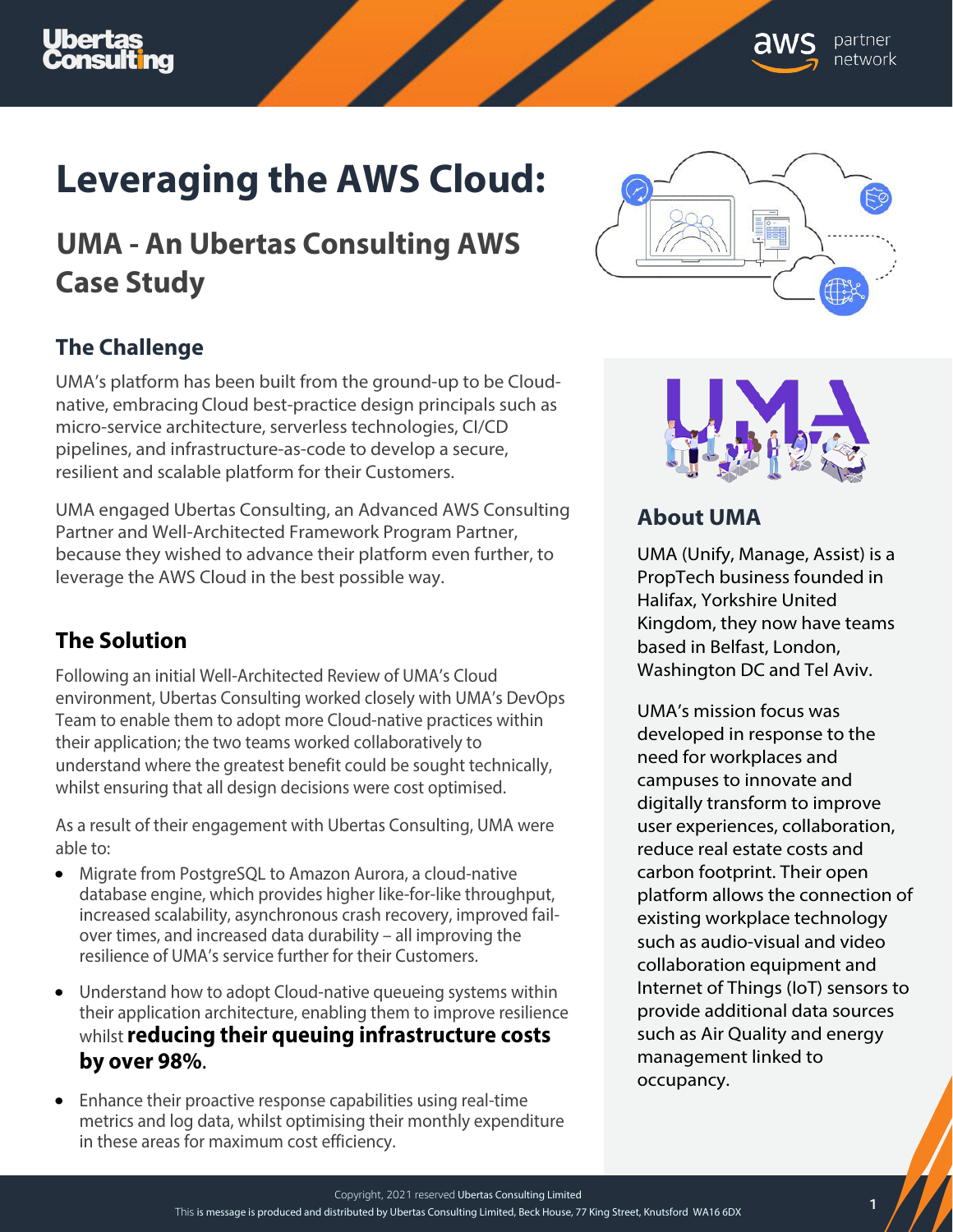# Leveraging the AWS Cloud:

## UMA - An Ubertas Consulting AWS Case Study

### The Challenge

UMA's platform has been built from the ground-up to be Cloud-native, embracing Cloud best-practice design principals such as micro-service architecture, serverless technologies, CI/CD pipelines, and infrastructure-as-code to develop a secure, resilient and scalable platform for their Customers.

UMA engaged Ubertas Consulting, an Advanced AWS Consulting Partner and Well-Architected Framework Program Partner, because they wished to advance their platform even further, to leverage the AWS Cloud in the best possible way.

### The Solution

Following an initial Well-Architected Review of UMA's Cloud environment, Ubertas Consulting worked closely with UMA's DevOps Team to enable them to adopt more Cloud-native practices within their application; the two teams worked collaboratively to understand where the greatest benefit could be sought technically, whilst ensuring that all design decisions were cost optimised.

As a result of their engagement with Ubertas Consulting, UMA were able to:

- Migrate from PostgreSQL to Amazon Aurora, a cloud-native database engine, which provides higher like-for-like throughput, increased scalability, asynchronous crash recovery, improved fail-over times, and increased data durability – all improving the resilience of UMA's service further for their Customers.
- Understand how to adopt Cloud-native queueing systems within their application architecture, enabling them to improve resilience whilst **reducing their queuing infrastructure costs by over 98%**.
- Enhance their proactive response capabilities using real-time metrics and log data, whilst optimising their monthly expenditure in these areas for maximum cost efficiency.

### About UMA

UMA (Unify, Manage, Assist) is a PropTech business founded in Halifax, Yorkshire United Kingdom, they now have teams based in Belfast, London, Washington DC and Tel Aviv.

UMA's mission focus was developed in response to the need for workplaces and campuses to innovate and digitally transform to improve user experiences, collaboration, reduce real estate costs and carbon footprint. Their open platform allows the connection of existing workplace technology such as audio-visual and video collaboration equipment and Internet of Things (IoT) sensors to provide additional data sources such as Air Quality and energy management linked to occupancy.

Copyright, 2021 reserved Ubertas Consulting Limited

This is message is produced and distributed by Ubertas Consulting Limited, Beck House, 77 King Street, Knutsford WA16 6DX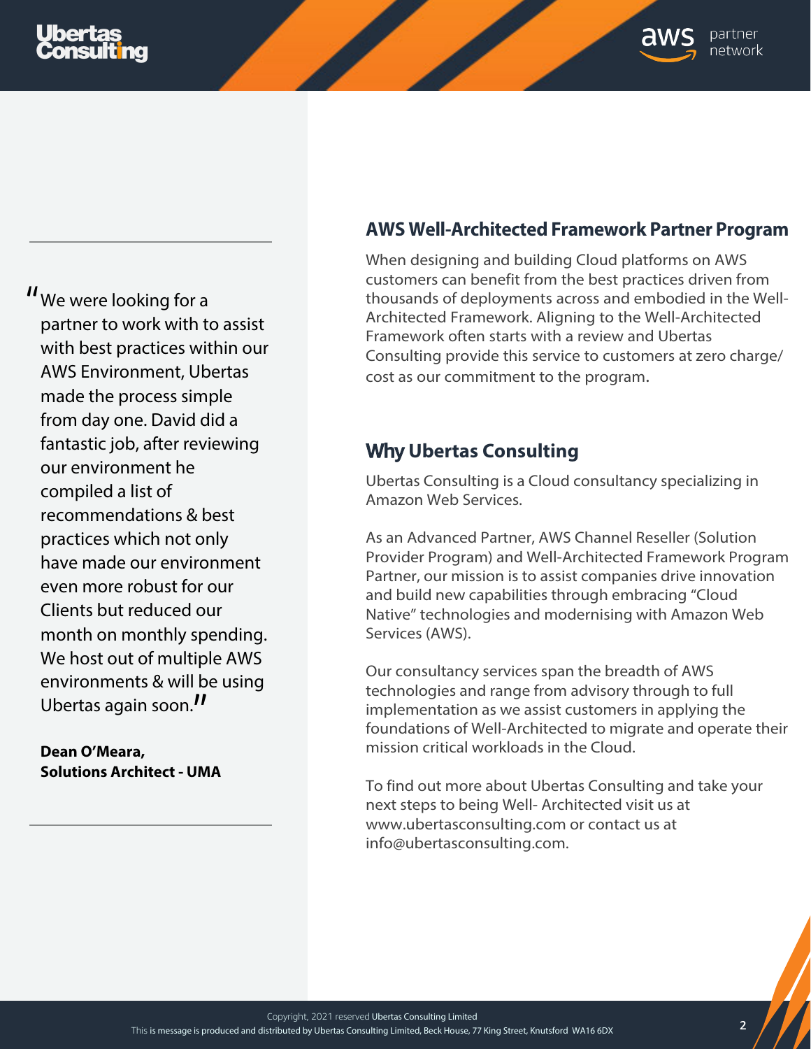"We were looking for a partner to work with to assist with best practices within our AWS Environment, Ubertas made the process simple from day one. David did a fantastic job, after reviewing our environment he compiled a list of recommendations & best practices which not only have made our environment even more robust for our Clients but reduced our month on monthly spending. We host out of multiple AWS environments & will be using Ubertas again soon."

**Dean O'Meara,**
**Solutions Architect - UMA**

## AWS Well-Architected Framework Partner Program

When designing and building Cloud platforms on AWS customers can benefit from the best practices driven from thousands of deployments across and embodied in the Well-Architected Framework. Aligning to the Well-Architected Framework often starts with a review and Ubertas Consulting provide this service to customers at zero charge/ cost as our commitment to the program.

## Why Ubertas Consulting

Ubertas Consulting is a Cloud consultancy specializing in Amazon Web Services.

As an Advanced Partner, AWS Channel Reseller (Solution Provider Program) and Well-Architected Framework Program Partner, our mission is to assist companies drive innovation and build new capabilities through embracing "Cloud Native" technologies and modernising with Amazon Web Services (AWS).

Our consultancy services span the breadth of AWS technologies and range from advisory through to full implementation as we assist customers in applying the foundations of Well-Architected to migrate and operate their mission critical workloads in the Cloud.

To find out more about Ubertas Consulting and take your next steps to being Well- Architected visit us at www.ubertasconsulting.com or contact us at info@ubertasconsulting.com.

Copyright, 2021 reserved Ubertas Consulting Limited
This is message is produced and distributed by Ubertas Consulting Limited, Beck House, 77 King Street, Knutsford WA16 6DX